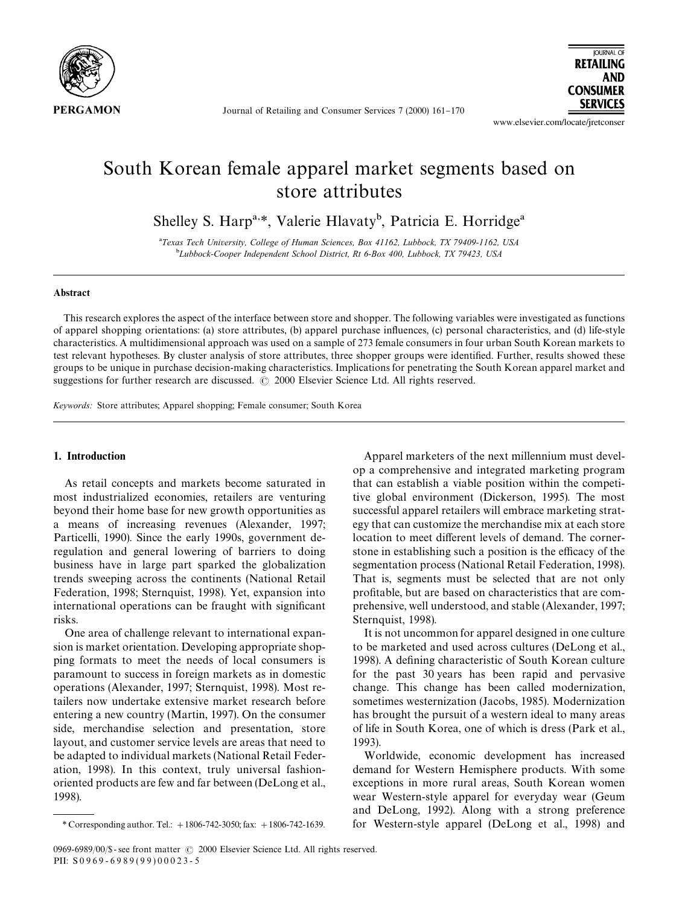# South Korean female apparel market segments based on store attributes

Shelley S. Harp[a,*], Valerie Hlavaty[b], Patricia E. Horridge[a]

[a]Texas Tech University, College of Human Sciences, Box 41162, Lubbock, TX 79409-1162, USA

[b]Lubbock-Cooper Independent School District, Rt 6-Box 400, Lubbock, TX 79423, USA

## Abstract

This research explores the aspect of the interface between store and shopper. The following variables were investigated as functions of apparel shopping orientations: (a) store attributes, (b) apparel purchase influences, (c) personal characteristics, and (d) life-style characteristics. A multidimensional approach was used on a sample of 273 female consumers in four urban South Korean markets to test relevant hypotheses. By cluster analysis of store attributes, three shopper groups were identified. Further, results showed these groups to be unique in purchase decision-making characteristics. Implications for penetrating the South Korean apparel market and suggestions for further research are discussed. © 2000 Elsevier Science Ltd. All rights reserved.

*Keywords:* Store attributes; Apparel shopping; Female consumer; South Korea

## 1. Introduction

As retail concepts and markets become saturated in most industrialized economies, retailers are venturing beyond their home base for new growth opportunities as a means of increasing revenues (Alexander, 1997; Particelli, 1990). Since the early 1990s, government deregulation and general lowering of barriers to doing business have in large part sparked the globalization trends sweeping across the continents (National Retail Federation, 1998; Sternquist, 1998). Yet, expansion into international operations can be fraught with significant risks.

One area of challenge relevant to international expansion is market orientation. Developing appropriate shopping formats to meet the needs of local consumers is paramount to success in foreign markets as in domestic operations (Alexander, 1997; Sternquist, 1998). Most retailers now undertake extensive market research before entering a new country (Martin, 1997). On the consumer side, merchandise selection and presentation, store layout, and customer service levels are areas that need to be adapted to individual markets (National Retail Federation, 1998). In this context, truly universal fashion-oriented products are few and far between (DeLong et al., 1998).

Apparel marketers of the next millennium must develop a comprehensive and integrated marketing program that can establish a viable position within the competitive global environment (Dickerson, 1995). The most successful apparel retailers will embrace marketing strategy that can customize the merchandise mix at each store location to meet different levels of demand. The cornerstone in establishing such a position is the efficacy of the segmentation process (National Retail Federation, 1998). That is, segments must be selected that are not only profitable, but are based on characteristics that are comprehensive, well understood, and stable (Alexander, 1997; Sternquist, 1998).

It is not uncommon for apparel designed in one culture to be marketed and used across cultures (DeLong et al., 1998). A defining characteristic of South Korean culture for the past 30 years has been rapid and pervasive change. This change has been called modernization, sometimes westernization (Jacobs, 1985). Modernization has brought the pursuit of a western ideal to many areas of life in South Korea, one of which is dress (Park et al., 1993).

Worldwide, economic development has increased demand for Western Hemisphere products. With some exceptions in more rural areas, South Korean women wear Western-style apparel for everyday wear (Geum and DeLong, 1992). Along with a strong preference for Western-style apparel (DeLong et al., 1998) and

\* Corresponding author. Tel.: +1806-742-3050; fax: +1806-742-1639.

0969-6989/00/$ - see front matter © 2000 Elsevier Science Ltd. All rights reserved.
PII: S0969-6989(99)00023-5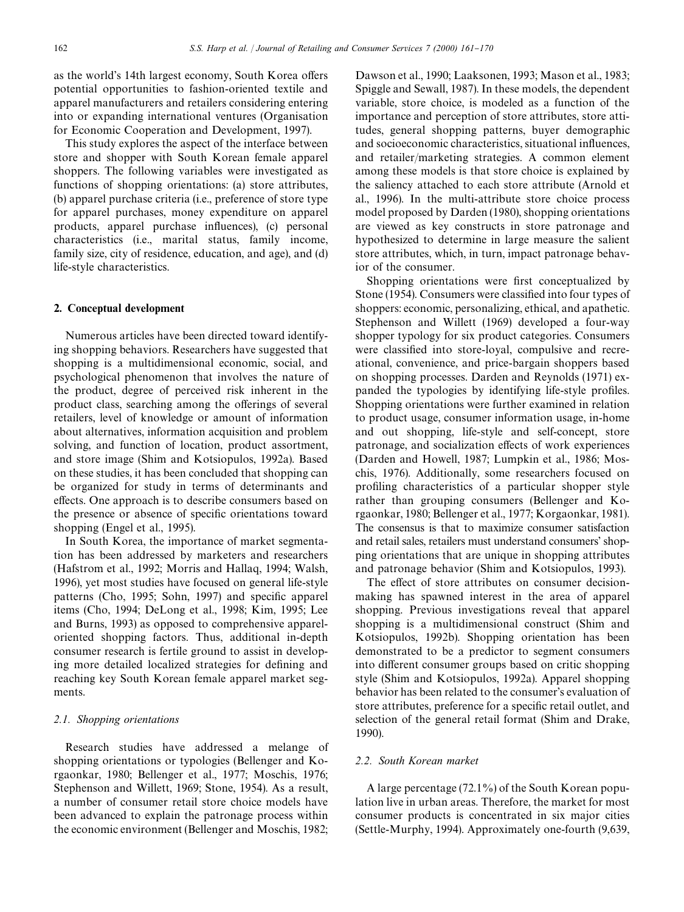as the world's 14th largest economy, South Korea offers potential opportunities to fashion-oriented textile and apparel manufacturers and retailers considering entering into or expanding international ventures (Organisation for Economic Cooperation and Development, 1997).

This study explores the aspect of the interface between store and shopper with South Korean female apparel shoppers. The following variables were investigated as functions of shopping orientations: (a) store attributes, (b) apparel purchase criteria (i.e., preference of store type for apparel purchases, money expenditure on apparel products, apparel purchase influences), (c) personal characteristics (i.e., marital status, family income, family size, city of residence, education, and age), and (d) life-style characteristics.

## 2. Conceptual development

Numerous articles have been directed toward identifying shopping behaviors. Researchers have suggested that shopping is a multidimensional economic, social, and psychological phenomenon that involves the nature of the product, degree of perceived risk inherent in the product class, searching among the offerings of several retailers, level of knowledge or amount of information about alternatives, information acquisition and problem solving, and function of location, product assortment, and store image (Shim and Kotsiopulos, 1992a). Based on these studies, it has been concluded that shopping can be organized for study in terms of determinants and effects. One approach is to describe consumers based on the presence or absence of specific orientations toward shopping (Engel et al., 1995).

In South Korea, the importance of market segmentation has been addressed by marketers and researchers (Hafstrom et al., 1992; Morris and Hallaq, 1994; Walsh, 1996), yet most studies have focused on general life-style patterns (Cho, 1995; Sohn, 1997) and specific apparel items (Cho, 1994; DeLong et al., 1998; Kim, 1995; Lee and Burns, 1993) as opposed to comprehensive apparel-oriented shopping factors. Thus, additional in-depth consumer research is fertile ground to assist in developing more detailed localized strategies for defining and reaching key South Korean female apparel market segments.

### 2.1. Shopping orientations

Research studies have addressed a melange of shopping orientations or typologies (Bellenger and Korgaonkar, 1980; Bellenger et al., 1977; Moschis, 1976; Stephenson and Willett, 1969; Stone, 1954). As a result, a number of consumer retail store choice models have been advanced to explain the patronage process within the economic environment (Bellenger and Moschis, 1982; Dawson et al., 1990; Laaksonen, 1993; Mason et al., 1983; Spiggle and Sewall, 1987). In these models, the dependent variable, store choice, is modeled as a function of the importance and perception of store attributes, store attitudes, general shopping patterns, buyer demographic and socioeconomic characteristics, situational influences, and retailer/marketing strategies. A common element among these models is that store choice is explained by the saliency attached to each store attribute (Arnold et al., 1996). In the multi-attribute store choice process model proposed by Darden (1980), shopping orientations are viewed as key constructs in store patronage and hypothesized to determine in large measure the salient store attributes, which, in turn, impact patronage behavior of the consumer.

Shopping orientations were first conceptualized by Stone (1954). Consumers were classified into four types of shoppers: economic, personalizing, ethical, and apathetic. Stephenson and Willett (1969) developed a four-way shopper typology for six product categories. Consumers were classified into store-loyal, compulsive and recreational, convenience, and price-bargain shoppers based on shopping processes. Darden and Reynolds (1971) expanded the typologies by identifying life-style profiles. Shopping orientations were further examined in relation to product usage, consumer information usage, in-home and out shopping, life-style and self-concept, store patronage, and socialization effects of work experiences (Darden and Howell, 1987; Lumpkin et al., 1986; Moschis, 1976). Additionally, some researchers focused on profiling characteristics of a particular shopper style rather than grouping consumers (Bellenger and Korgaonkar, 1980; Bellenger et al., 1977; Korgaonkar, 1981). The consensus is that to maximize consumer satisfaction and retail sales, retailers must understand consumers' shopping orientations that are unique in shopping attributes and patronage behavior (Shim and Kotsiopulos, 1993).

The effect of store attributes on consumer decision-making has spawned interest in the area of apparel shopping. Previous investigations reveal that apparel shopping is a multidimensional construct (Shim and Kotsiopulos, 1992b). Shopping orientation has been demonstrated to be a predictor to segment consumers into different consumer groups based on critic shopping style (Shim and Kotsiopulos, 1992a). Apparel shopping behavior has been related to the consumer's evaluation of store attributes, preference for a specific retail outlet, and selection of the general retail format (Shim and Drake, 1990).

### 2.2. South Korean market

A large percentage (72.1%) of the South Korean population live in urban areas. Therefore, the market for most consumer products is concentrated in six major cities (Settle-Murphy, 1994). Approximately one-fourth (9,639,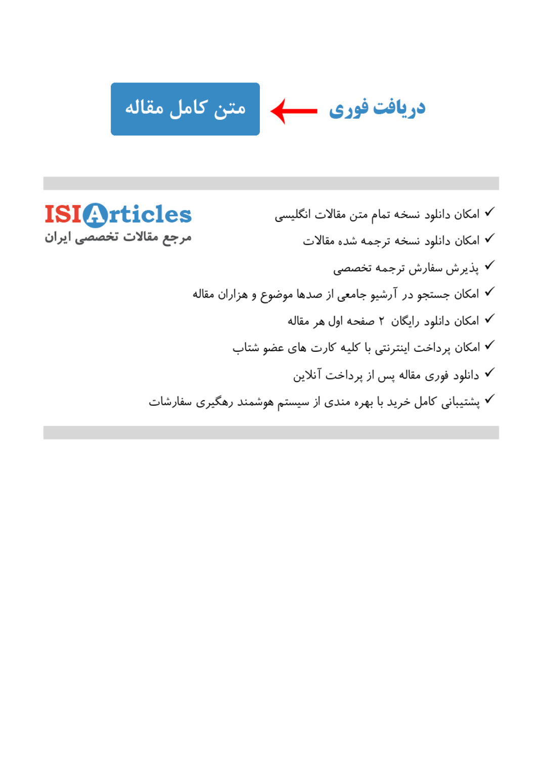دریافت فوری ← **متن کامل مقاله**

**ISIArticles**
مرجع مقالات تخصصی ایران

- ✓ امکان دانلود نسخه تمام متن مقالات انگلیسی
- ✓ امکان دانلود نسخه ترجمه شده مقالات
- ✓ پذیرش سفارش ترجمه تخصصی
- ✓ امکان جستجو در آرشیو جامعی از صدها موضوع و هزاران مقاله
- ✓ امکان دانلود رایگان ۲ صفحه اول هر مقاله
- ✓ امکان پرداخت اینترنتی با کلیه کارت های عضو شتاب
- ✓ دانلود فوری مقاله پس از پرداخت آنلاین
- ✓ پشتیبانی کامل خرید با بهره مندی از سیستم هوشمند رهگیری سفارشات